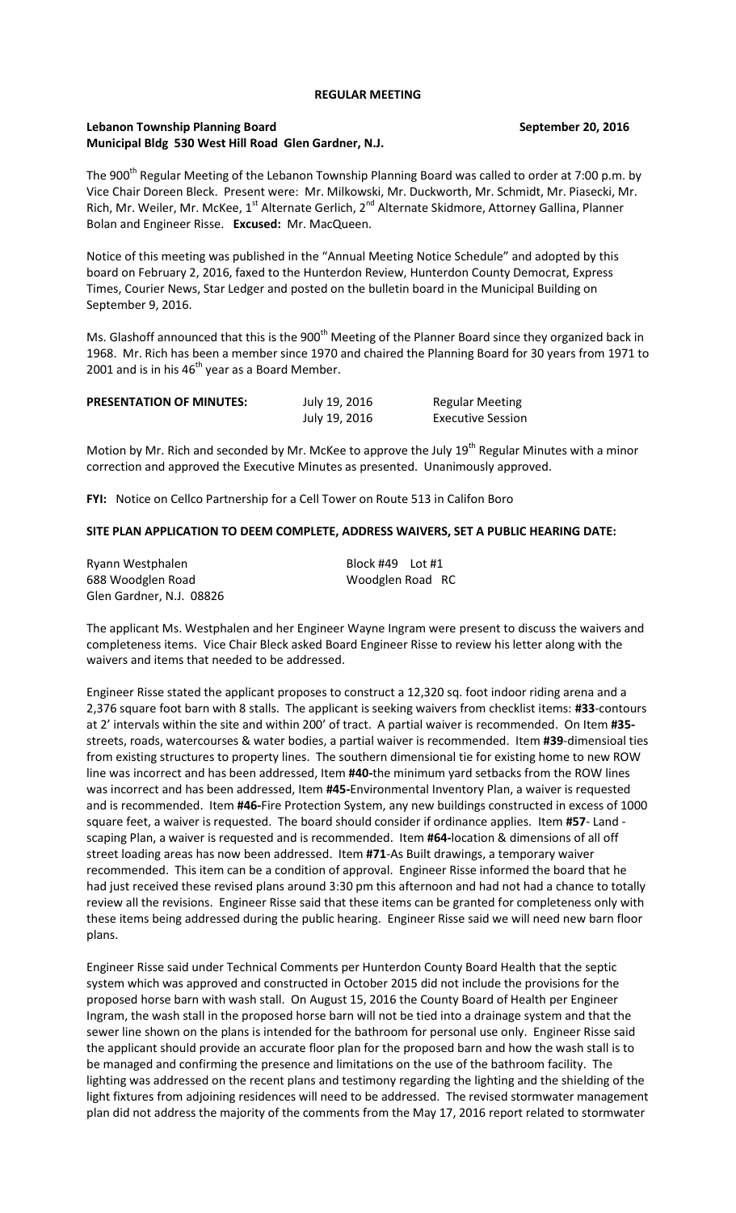**REGULAR MEETING**

**Lebanon Township Planning Board** **September 20, 2016**
**Municipal Bldg 530 West Hill Road Glen Gardner, N.J.**

The 900th Regular Meeting of the Lebanon Township Planning Board was called to order at 7:00 p.m. by Vice Chair Doreen Bleck. Present were: Mr. Milkowski, Mr. Duckworth, Mr. Schmidt, Mr. Piasecki, Mr. Rich, Mr. Weiler, Mr. McKee, 1st Alternate Gerlich, 2nd Alternate Skidmore, Attorney Gallina, Planner Bolan and Engineer Risse. **Excused:** Mr. MacQueen.

Notice of this meeting was published in the "Annual Meeting Notice Schedule" and adopted by this board on February 2, 2016, faxed to the Hunterdon Review, Hunterdon County Democrat, Express Times, Courier News, Star Ledger and posted on the bulletin board in the Municipal Building on September 9, 2016.

Ms. Glashoff announced that this is the 900th Meeting of the Planner Board since they organized back in 1968. Mr. Rich has been a member since 1970 and chaired the Planning Board for 30 years from 1971 to 2001 and is in his 46th year as a Board Member.

| | | |
|---|---|---|
| **PRESENTATION OF MINUTES:** | July 19, 2016 | Regular Meeting |
| | July 19, 2016 | Executive Session |

Motion by Mr. Rich and seconded by Mr. McKee to approve the July 19th Regular Minutes with a minor correction and approved the Executive Minutes as presented. Unanimously approved.

**FYI:** Notice on Cellco Partnership for a Cell Tower on Route 513 in Califon Boro

**SITE PLAN APPLICATION TO DEEM COMPLETE, ADDRESS WAIVERS, SET A PUBLIC HEARING DATE:**

Ryann Westphalen Block #49 Lot #1
688 Woodglen Road Woodglen Road RC
Glen Gardner, N.J. 08826

The applicant Ms. Westphalen and her Engineer Wayne Ingram were present to discuss the waivers and completeness items. Vice Chair Bleck asked Board Engineer Risse to review his letter along with the waivers and items that needed to be addressed.

Engineer Risse stated the applicant proposes to construct a 12,320 sq. foot indoor riding arena and a 2,376 square foot barn with 8 stalls. The applicant is seeking waivers from checklist items: **#33**-contours at 2' intervals within the site and within 200' of tract. A partial waiver is recommended. On Item **#35-** streets, roads, watercourses & water bodies, a partial waiver is recommended. Item **#39**-dimensioal ties from existing structures to property lines. The southern dimensional tie for existing home to new ROW line was incorrect and has been addressed, Item **#40-**the minimum yard setbacks from the ROW lines was incorrect and has been addressed, Item **#45-**Environmental Inventory Plan, a waiver is requested and is recommended. Item **#46-**Fire Protection System, any new buildings constructed in excess of 1000 square feet, a waiver is requested. The board should consider if ordinance applies. Item **#57**- Land - scaping Plan, a waiver is requested and is recommended. Item **#64-**location & dimensions of all off street loading areas has now been addressed. Item **#71**-As Built drawings, a temporary waiver recommended. This item can be a condition of approval. Engineer Risse informed the board that he had just received these revised plans around 3:30 pm this afternoon and had not had a chance to totally review all the revisions. Engineer Risse said that these items can be granted for completeness only with these items being addressed during the public hearing. Engineer Risse said we will need new barn floor plans.

Engineer Risse said under Technical Comments per Hunterdon County Board Health that the septic system which was approved and constructed in October 2015 did not include the provisions for the proposed horse barn with wash stall. On August 15, 2016 the County Board of Health per Engineer Ingram, the wash stall in the proposed horse barn will not be tied into a drainage system and that the sewer line shown on the plans is intended for the bathroom for personal use only. Engineer Risse said the applicant should provide an accurate floor plan for the proposed barn and how the wash stall is to be managed and confirming the presence and limitations on the use of the bathroom facility. The lighting was addressed on the recent plans and testimony regarding the lighting and the shielding of the light fixtures from adjoining residences will need to be addressed. The revised stormwater management plan did not address the majority of the comments from the May 17, 2016 report related to stormwater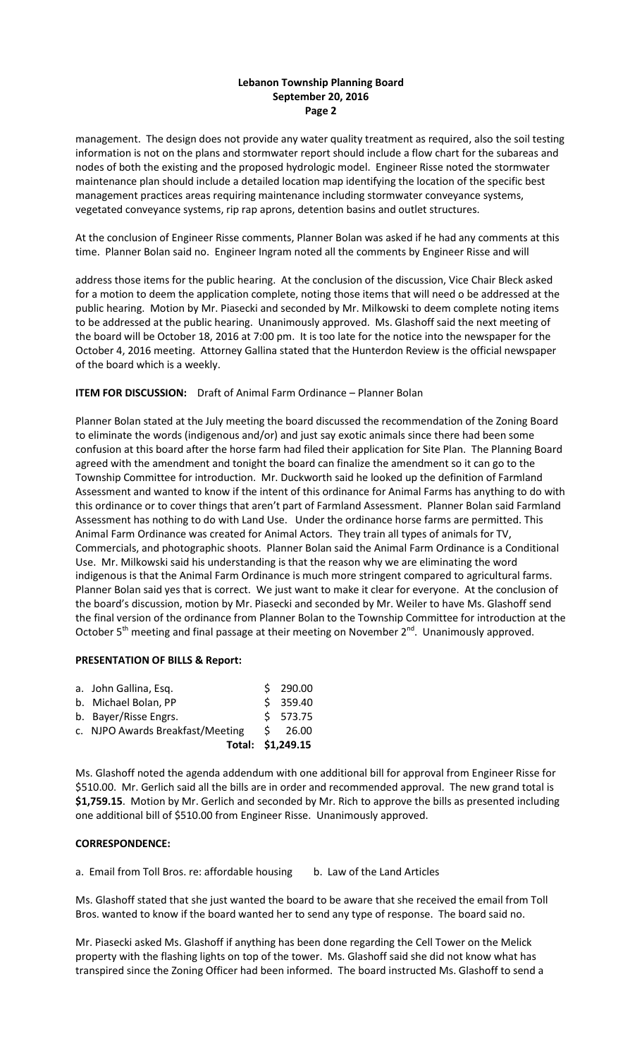management. The design does not provide any water quality treatment as required, also the soil testing information is not on the plans and stormwater report should include a flow chart for the subareas and nodes of both the existing and the proposed hydrologic model. Engineer Risse noted the stormwater maintenance plan should include a detailed location map identifying the location of the specific best management practices areas requiring maintenance including stormwater conveyance systems, vegetated conveyance systems, rip rap aprons, detention basins and outlet structures.

At the conclusion of Engineer Risse comments, Planner Bolan was asked if he had any comments at this time. Planner Bolan said no. Engineer Ingram noted all the comments by Engineer Risse and will

address those items for the public hearing. At the conclusion of the discussion, Vice Chair Bleck asked for a motion to deem the application complete, noting those items that will need o be addressed at the public hearing. Motion by Mr. Piasecki and seconded by Mr. Milkowski to deem complete noting items to be addressed at the public hearing. Unanimously approved. Ms. Glashoff said the next meeting of the board will be October 18, 2016 at 7:00 pm. It is too late for the notice into the newspaper for the October 4, 2016 meeting. Attorney Gallina stated that the Hunterdon Review is the official newspaper of the board which is a weekly.

**ITEM FOR DISCUSSION:** Draft of Animal Farm Ordinance – Planner Bolan

Planner Bolan stated at the July meeting the board discussed the recommendation of the Zoning Board to eliminate the words (indigenous and/or) and just say exotic animals since there had been some confusion at this board after the horse farm had filed their application for Site Plan. The Planning Board agreed with the amendment and tonight the board can finalize the amendment so it can go to the Township Committee for introduction. Mr. Duckworth said he looked up the definition of Farmland Assessment and wanted to know if the intent of this ordinance for Animal Farms has anything to do with this ordinance or to cover things that aren't part of Farmland Assessment. Planner Bolan said Farmland Assessment has nothing to do with Land Use. Under the ordinance horse farms are permitted. This Animal Farm Ordinance was created for Animal Actors. They train all types of animals for TV, Commercials, and photographic shoots. Planner Bolan said the Animal Farm Ordinance is a Conditional Use. Mr. Milkowski said his understanding is that the reason why we are eliminating the word indigenous is that the Animal Farm Ordinance is much more stringent compared to agricultural farms. Planner Bolan said yes that is correct. We just want to make it clear for everyone. At the conclusion of the board's discussion, motion by Mr. Piasecki and seconded by Mr. Weiler to have Ms. Glashoff send the final version of the ordinance from Planner Bolan to the Township Committee for introduction at the October 5th meeting and final passage at their meeting on November 2nd. Unanimously approved.

**PRESENTATION OF BILLS & Report:**

| | |
|---|---|
| a. John Gallina, Esq. | $ 290.00 |
| b. Michael Bolan, PP | $ 359.40 |
| b. Bayer/Risse Engrs. | $ 573.75 |
| c. NJPO Awards Breakfast/Meeting | $ 26.00 |
| **Total:** | **$1,249.15** |

Ms. Glashoff noted the agenda addendum with one additional bill for approval from Engineer Risse for $510.00. Mr. Gerlich said all the bills are in order and recommended approval. The new grand total is **$1,759.15**. Motion by Mr. Gerlich and seconded by Mr. Rich to approve the bills as presented including one additional bill of $510.00 from Engineer Risse. Unanimously approved.

**CORRESPONDENCE:**

a. Email from Toll Bros. re: affordable housing b. Law of the Land Articles

Ms. Glashoff stated that she just wanted the board to be aware that she received the email from Toll Bros. wanted to know if the board wanted her to send any type of response. The board said no.

Mr. Piasecki asked Ms. Glashoff if anything has been done regarding the Cell Tower on the Melick property with the flashing lights on top of the tower. Ms. Glashoff said she did not know what has transpired since the Zoning Officer had been informed. The board instructed Ms. Glashoff to send a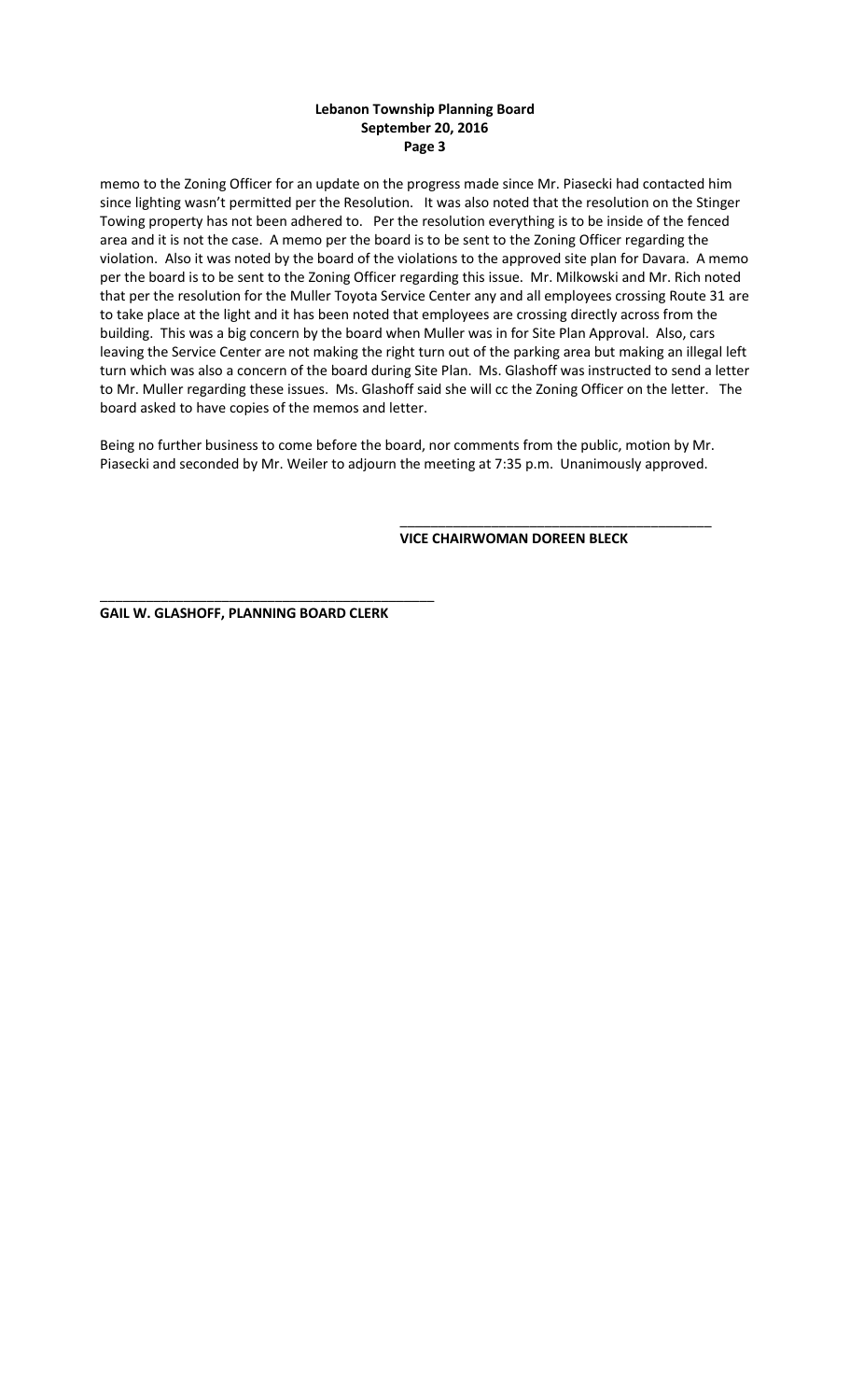memo to the Zoning Officer for an update on the progress made since Mr. Piasecki had contacted him since lighting wasn't permitted per the Resolution. It was also noted that the resolution on the Stinger Towing property has not been adhered to. Per the resolution everything is to be inside of the fenced area and it is not the case. A memo per the board is to be sent to the Zoning Officer regarding the violation. Also it was noted by the board of the violations to the approved site plan for Davara. A memo per the board is to be sent to the Zoning Officer regarding this issue. Mr. Milkowski and Mr. Rich noted that per the resolution for the Muller Toyota Service Center any and all employees crossing Route 31 are to take place at the light and it has been noted that employees are crossing directly across from the building. This was a big concern by the board when Muller was in for Site Plan Approval. Also, cars leaving the Service Center are not making the right turn out of the parking area but making an illegal left turn which was also a concern of the board during Site Plan. Ms. Glashoff was instructed to send a letter to Mr. Muller regarding these issues. Ms. Glashoff said she will cc the Zoning Officer on the letter. The board asked to have copies of the memos and letter.

Being no further business to come before the board, nor comments from the public, motion by Mr. Piasecki and seconded by Mr. Weiler to adjourn the meeting at 7:35 p.m. Unanimously approved.

\_\_\_\_\_\_\_\_\_\_\_\_\_\_\_\_\_\_\_\_\_\_\_\_\_\_\_\_\_\_\_\_\_\_\_\_\_\_\_\_\_\_\_\_

**VICE CHAIRWOMAN DOREEN BLECK**

\_\_\_\_\_\_\_\_\_\_\_\_\_\_\_\_\_\_\_\_\_\_\_\_\_\_\_\_\_\_\_\_\_\_\_\_\_\_\_\_\_\_\_\_

**GAIL W. GLASHOFF, PLANNING BOARD CLERK**